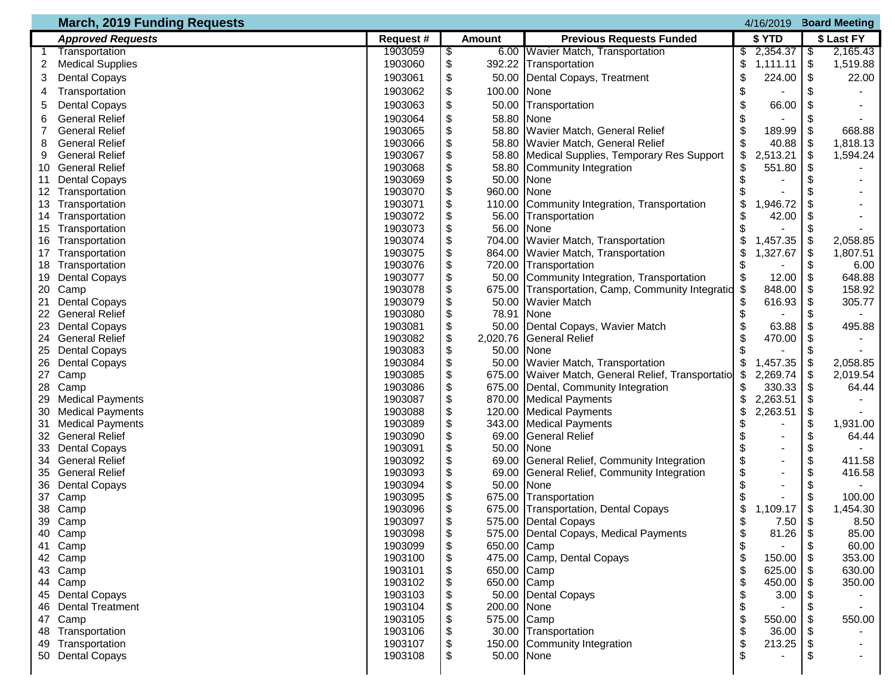## March, 2019 Funding Requests

4/16/2019 **Board Meeting**

| | ***Approved Requests*** | **Request #** | **Amount** | **Previous Requests Funded** | **$ YTD** | **$ Last FY** |
|---|---|---|---|---|---|---|
| 1 | Transportation | 1903059 | $ 6.00 | Wavier Match, Transportation | $ 2,354.37 | $ 2,165.43 |
| 2 | Medical Supplies | 1903060 | $ 392.22 | Transportation | $ 1,111.11 | $ 1,519.88 |
| 3 | Dental Copays | 1903061 | $ 50.00 | Dental Copays, Treatment | $ 224.00 | $ 22.00 |
| 4 | Transportation | 1903062 | $ 100.00 | None | $ - | $ - |
| 5 | Dental Copays | 1903063 | $ 50.00 | Transportation | $ 66.00 | $ - |
| 6 | General Relief | 1903064 | $ 58.80 | None | $ - | $ - |
| 7 | General Relief | 1903065 | $ 58.80 | Wavier Match, General Relief | $ 189.99 | $ 668.88 |
| 8 | General Relief | 1903066 | $ 58.80 | Wavier Match, General Relief | $ 40.88 | $ 1,818.13 |
| 9 | General Relief | 1903067 | $ 58.80 | Medical Supplies, Temporary Res Support | $ 2,513.21 | $ 1,594.24 |
| 10 | General Relief | 1903068 | $ 58.80 | Community Integration | $ 551.80 | $ - |
| 11 | Dental Copays | 1903069 | $ 50.00 | None | $ - | $ - |
| 12 | Transportation | 1903070 | $ 960.00 | None | $ - | $ - |
| 13 | Transportation | 1903071 | $ 110.00 | Community Integration, Transportation | $ 1,946.72 | $ - |
| 14 | Transportation | 1903072 | $ 56.00 | Transportation | $ 42.00 | $ - |
| 15 | Transportation | 1903073 | $ 56.00 | None | $ - | $ - |
| 16 | Transportation | 1903074 | $ 704.00 | Wavier Match, Transportation | $ 1,457.35 | $ 2,058.85 |
| 17 | Transportation | 1903075 | $ 864.00 | Wavier Match, Transportation | $ 1,327.67 | $ 1,807.51 |
| 18 | Transportation | 1903076 | $ 720.00 | Transportation | $ - | $ 6.00 |
| 19 | Dental Copays | 1903077 | $ 50.00 | Community Integration, Transportation | $ 12.00 | $ 648.88 |
| 20 | Camp | 1903078 | $ 675.00 | Transportation, Camp, Community Integratio | $ 848.00 | $ 158.92 |
| 21 | Dental Copays | 1903079 | $ 50.00 | Wavier Match | $ 616.93 | $ 305.77 |
| 22 | General Relief | 1903080 | $ 78.91 | None | $ - | $ - |
| 23 | Dental Copays | 1903081 | $ 50.00 | Dental Copays, Wavier Match | $ 63.88 | $ 495.88 |
| 24 | General Relief | 1903082 | $ 2,020.76 | General Relief | $ 470.00 | $ - |
| 25 | Dental Copays | 1903083 | $ 50.00 | None | $ - | $ - |
| 26 | Dental Copays | 1903084 | $ 50.00 | Wavier Match, Transportation | $ 1,457.35 | $ 2,058.85 |
| 27 | Camp | 1903085 | $ 675.00 | Waiver Match, General Relief, Transportatio | $ 2,269.74 | $ 2,019.54 |
| 28 | Camp | 1903086 | $ 675.00 | Dental, Community Integration | $ 330.33 | $ 64.44 |
| 29 | Medical Payments | 1903087 | $ 870.00 | Medical Payments | $ 2,263.51 | $ - |
| 30 | Medical Payments | 1903088 | $ 120.00 | Medical Payments | $ 2,263.51 | $ - |
| 31 | Medical Payments | 1903089 | $ 343.00 | Medical Payments | $ - | $ 1,931.00 |
| 32 | General Relief | 1903090 | $ 69.00 | General Relief | $ - | $ 64.44 |
| 33 | Dental Copays | 1903091 | $ 50.00 | None | $ - | $ - |
| 34 | General Relief | 1903092 | $ 69.00 | General Relief, Community Integration | $ - | $ 411.58 |
| 35 | General Relief | 1903093 | $ 69.00 | General Relief, Community Integration | $ - | $ 416.58 |
| 36 | Dental Copays | 1903094 | $ 50.00 | None | $ - | $ - |
| 37 | Camp | 1903095 | $ 675.00 | Transportation | $ - | $ 100.00 |
| 38 | Camp | 1903096 | $ 675.00 | Transportation, Dental Copays | $ 1,109.17 | $ 1,454.30 |
| 39 | Camp | 1903097 | $ 575.00 | Dental Copays | $ 7.50 | $ 8.50 |
| 40 | Camp | 1903098 | $ 575.00 | Dental Copays, Medical Payments | $ 81.26 | $ 85.00 |
| 41 | Camp | 1903099 | $ 650.00 | Camp | $ - | $ 60.00 |
| 42 | Camp | 1903100 | $ 475.00 | Camp, Dental Copays | $ 150.00 | $ 353.00 |
| 43 | Camp | 1903101 | $ 650.00 | Camp | $ 625.00 | $ 630.00 |
| 44 | Camp | 1903102 | $ 650.00 | Camp | $ 450.00 | $ 350.00 |
| 45 | Dental Copays | 1903103 | $ 50.00 | Dental Copays | $ 3.00 | $ - |
| 46 | Dental Treatment | 1903104 | $ 200.00 | None | $ - | $ - |
| 47 | Camp | 1903105 | $ 575.00 | Camp | $ 550.00 | $ 550.00 |
| 48 | Transportation | 1903106 | $ 30.00 | Transportation | $ 36.00 | $ - |
| 49 | Transportation | 1903107 | $ 150.00 | Community Integration | $ 213.25 | $ - |
| 50 | Dental Copays | 1903108 | $ 50.00 | None | $ - | $ - |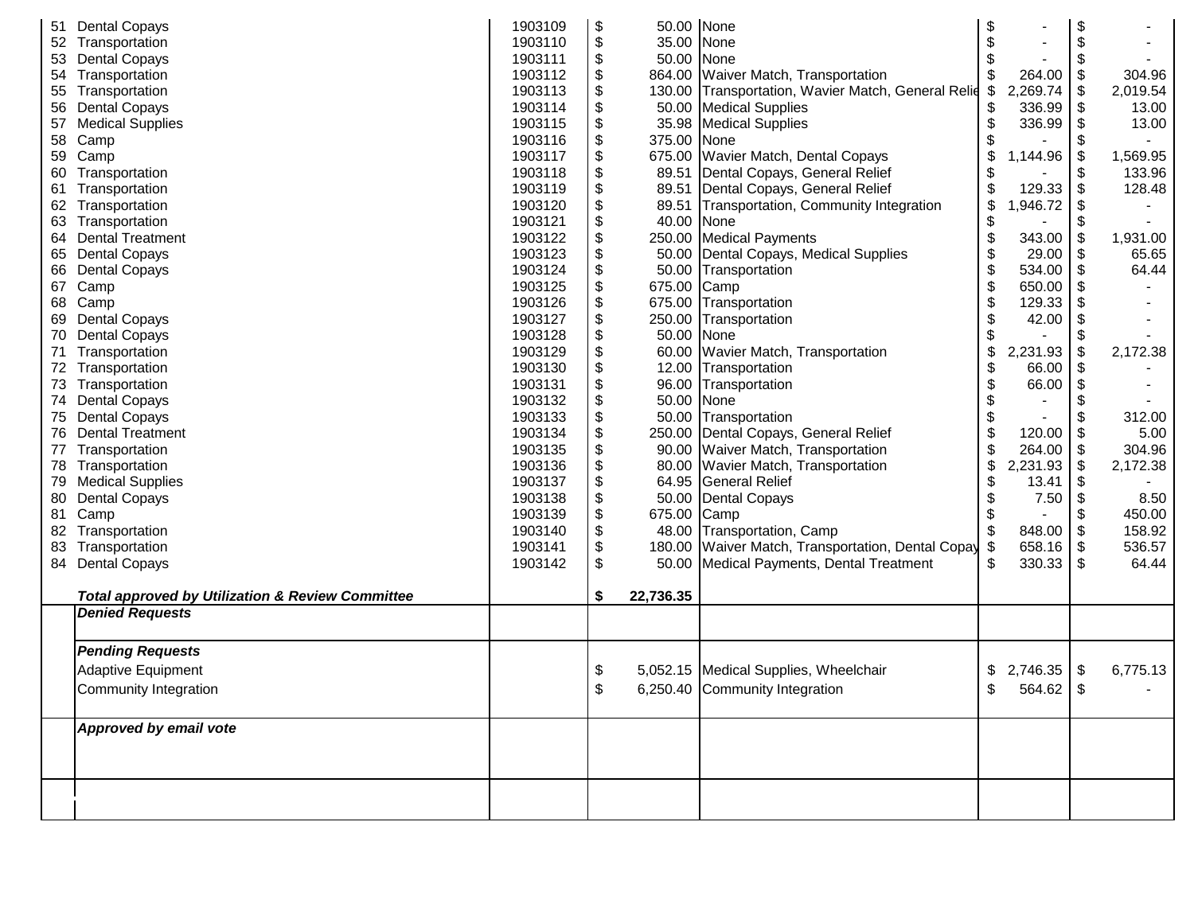| | | | | | | |
|---|---|---|---|---|---|---|
| 51 | Dental Copays | 1903109 | $ 50.00 | None | $ - | $ - |
| 52 | Transportation | 1903110 | $ 35.00 | None | $ - | $ - |
| 53 | Dental Copays | 1903111 | $ 50.00 | None | $ - | $ - |
| 54 | Transportation | 1903112 | $ 864.00 | Waiver Match, Transportation | $ 264.00 | $ 304.96 |
| 55 | Transportation | 1903113 | $ 130.00 | Transportation, Wavier Match, General Relie | $ 2,269.74 | $ 2,019.54 |
| 56 | Dental Copays | 1903114 | $ 50.00 | Medical Supplies | $ 336.99 | $ 13.00 |
| 57 | Medical Supplies | 1903115 | $ 35.98 | Medical Supplies | $ 336.99 | $ 13.00 |
| 58 | Camp | 1903116 | $ 375.00 | None | $ - | $ - |
| 59 | Camp | 1903117 | $ 675.00 | Wavier Match, Dental Copays | $ 1,144.96 | $ 1,569.95 |
| 60 | Transportation | 1903118 | $ 89.51 | Dental Copays, General Relief | $ - | $ 133.96 |
| 61 | Transportation | 1903119 | $ 89.51 | Dental Copays, General Relief | $ 129.33 | $ 128.48 |
| 62 | Transportation | 1903120 | $ 89.51 | Transportation, Community Integration | $ 1,946.72 | $ - |
| 63 | Transportation | 1903121 | $ 40.00 | None | $ - | $ - |
| 64 | Dental Treatment | 1903122 | $ 250.00 | Medical Payments | $ 343.00 | $ 1,931.00 |
| 65 | Dental Copays | 1903123 | $ 50.00 | Dental Copays, Medical Supplies | $ 29.00 | $ 65.65 |
| 66 | Dental Copays | 1903124 | $ 50.00 | Transportation | $ 534.00 | $ 64.44 |
| 67 | Camp | 1903125 | $ 675.00 | Camp | $ 650.00 | $ - |
| 68 | Camp | 1903126 | $ 675.00 | Transportation | $ 129.33 | $ - |
| 69 | Dental Copays | 1903127 | $ 250.00 | Transportation | $ 42.00 | $ - |
| 70 | Dental Copays | 1903128 | $ 50.00 | None | $ - | $ - |
| 71 | Transportation | 1903129 | $ 60.00 | Wavier Match, Transportation | $ 2,231.93 | $ 2,172.38 |
| 72 | Transportation | 1903130 | $ 12.00 | Transportation | $ 66.00 | $ - |
| 73 | Transportation | 1903131 | $ 96.00 | Transportation | $ 66.00 | $ - |
| 74 | Dental Copays | 1903132 | $ 50.00 | None | $ - | $ - |
| 75 | Dental Copays | 1903133 | $ 50.00 | Transportation | $ - | $ 312.00 |
| 76 | Dental Treatment | 1903134 | $ 250.00 | Dental Copays, General Relief | $ 120.00 | $ 5.00 |
| 77 | Transportation | 1903135 | $ 90.00 | Waiver Match, Transportation | $ 264.00 | $ 304.96 |
| 78 | Transportation | 1903136 | $ 80.00 | Wavier Match, Transportation | $ 2,231.93 | $ 2,172.38 |
| 79 | Medical Supplies | 1903137 | $ 64.95 | General Relief | $ 13.41 | $ - |
| 80 | Dental Copays | 1903138 | $ 50.00 | Dental Copays | $ 7.50 | $ 8.50 |
| 81 | Camp | 1903139 | $ 675.00 | Camp | $ - | $ 450.00 |
| 82 | Transportation | 1903140 | $ 48.00 | Transportation, Camp | $ 848.00 | $ 158.92 |
| 83 | Transportation | 1903141 | $ 180.00 | Waiver Match, Transportation, Dental Copay | $ 658.16 | $ 536.57 |
| 84 | Dental Copays | 1903142 | $ 50.00 | Medical Payments, Dental Treatment | $ 330.33 | $ 64.44 |
| | ***Total approved by Utilization & Review Committee*** | | **$ 22,736.35** | | | |
| | ***Denied Requests*** | | | | | |
| | ***Pending Requests*** | | | | | |
| | Adaptive Equipment | | $ 5,052.15 | Medical Supplies, Wheelchair | $ 2,746.35 | $ 6,775.13 |
| | Community Integration | | $ 6,250.40 | Community Integration | $ 564.62 | $ - |
| | ***Approved by email vote*** | | | | | |